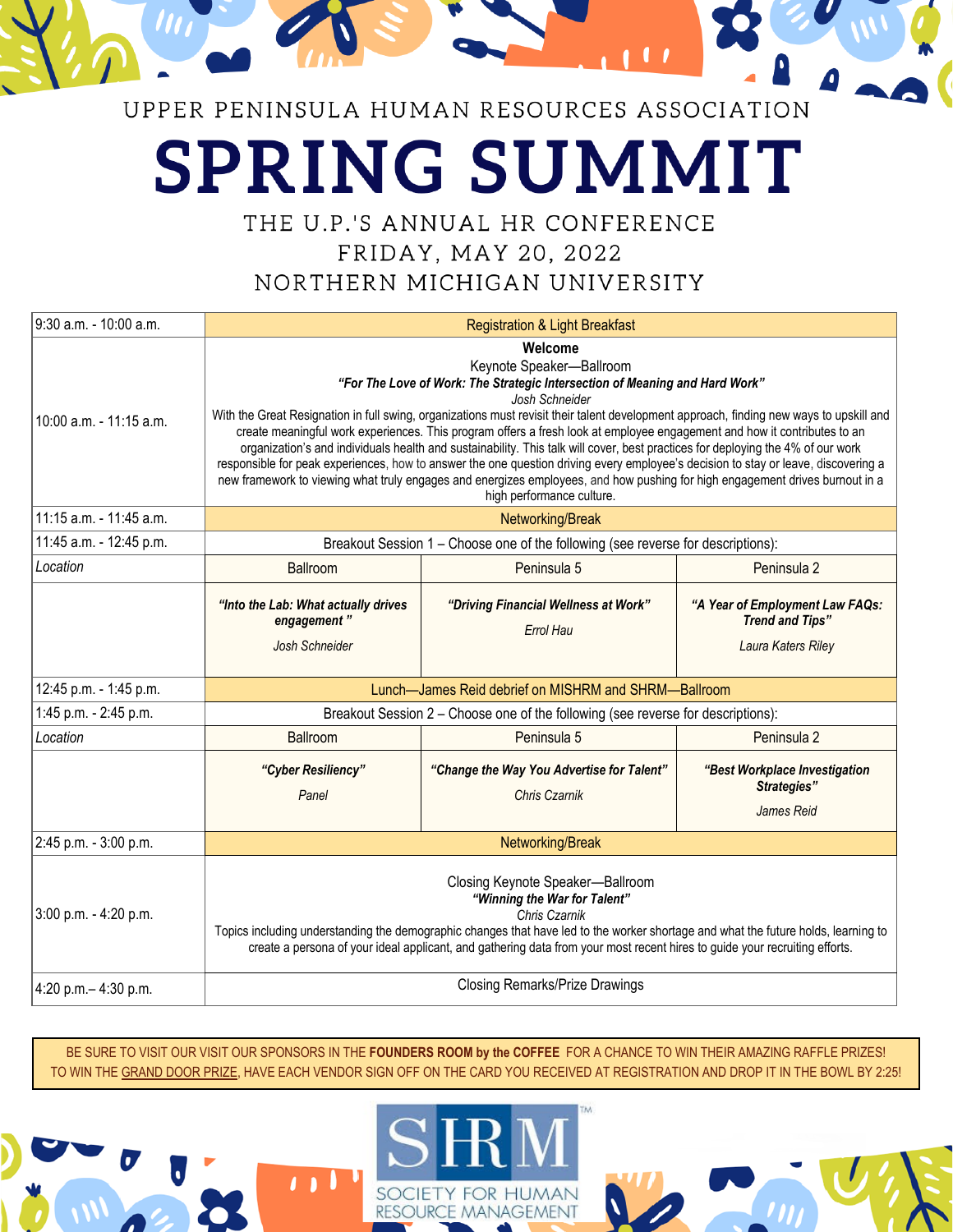UPPER PENINSULA HUMAN RESOURCES ASSOCIATION

# SPRING SUMMIT

THE U.P.'S ANNUAL HR CONFERENCE
FRIDAY, MAY 20, 2022
NORTHERN MICHIGAN UNIVERSITY

| | | | |
|---|---|---|---|
| 9:30 a.m. - 10:00 a.m. | Registration & Light Breakfast | | |
| 10:00 a.m. - 11:15 a.m. | **Welcome**<br>Keynote Speaker—Ballroom<br>***"For The Love of Work: The Strategic Intersection of Meaning and Hard Work"***<br>*Josh Schneider*<br>With the Great Resignation in full swing, organizations must revisit their talent development approach, finding new ways to upskill and create meaningful work experiences. This program offers a fresh look at employee engagement and how it contributes to an organization's and individuals health and sustainability. This talk will cover, best practices for deploying the 4% of our work responsible for peak experiences, how to answer the one question driving every employee's decision to stay or leave, discovering a new framework to viewing what truly engages and energizes employees, and how pushing for high engagement drives burnout in a high performance culture. | | |
| 11:15 a.m. - 11:45 a.m. | Networking/Break | | |
| 11:45 a.m. - 12:45 p.m. | Breakout Session 1 – Choose one of the following (see reverse for descriptions): | | |
| *Location* | Ballroom | Peninsula 5 | Peninsula 2 |
| | ***"Into the Lab: What actually drives engagement"***<br>*Josh Schneider* | ***"Driving Financial Wellness at Work"***<br>*Errol Hau* | ***"A Year of Employment Law FAQs: Trend and Tips"***<br>*Laura Katers Riley* |
| 12:45 p.m. - 1:45 p.m. | Lunch—James Reid debrief on MISHRM and SHRM—Ballroom | | |
| 1:45 p.m. - 2:45 p.m. | Breakout Session 2 – Choose one of the following (see reverse for descriptions): | | |
| *Location* | Ballroom | Peninsula 5 | Peninsula 2 |
| | ***"Cyber Resiliency"***<br>*Panel* | ***"Change the Way You Advertise for Talent"***<br>*Chris Czarnik* | ***"Best Workplace Investigation Strategies"***<br>*James Reid* |
| 2:45 p.m. - 3:00 p.m. | Networking/Break | | |
| 3:00 p.m. - 4:20 p.m. | Closing Keynote Speaker—Ballroom<br>***"Winning the War for Talent"***<br>*Chris Czarnik*<br>Topics including understanding the demographic changes that have led to the worker shortage and what the future holds, learning to create a persona of your ideal applicant, and gathering data from your most recent hires to guide your recruiting efforts. | | |
| 4:20 p.m.– 4:30 p.m. | Closing Remarks/Prize Drawings | | |

BE SURE TO VISIT OUR VISIT OUR SPONSORS IN THE **FOUNDERS ROOM by the COFFEE** FOR A CHANCE TO WIN THEIR AMAZING RAFFLE PRIZES! TO WIN THE GRAND DOOR PRIZE, HAVE EACH VENDOR SIGN OFF ON THE CARD YOU RECEIVED AT REGISTRATION AND DROP IT IN THE BOWL BY 2:25!

SHRM
SOCIETY FOR HUMAN RESOURCE MANAGEMENT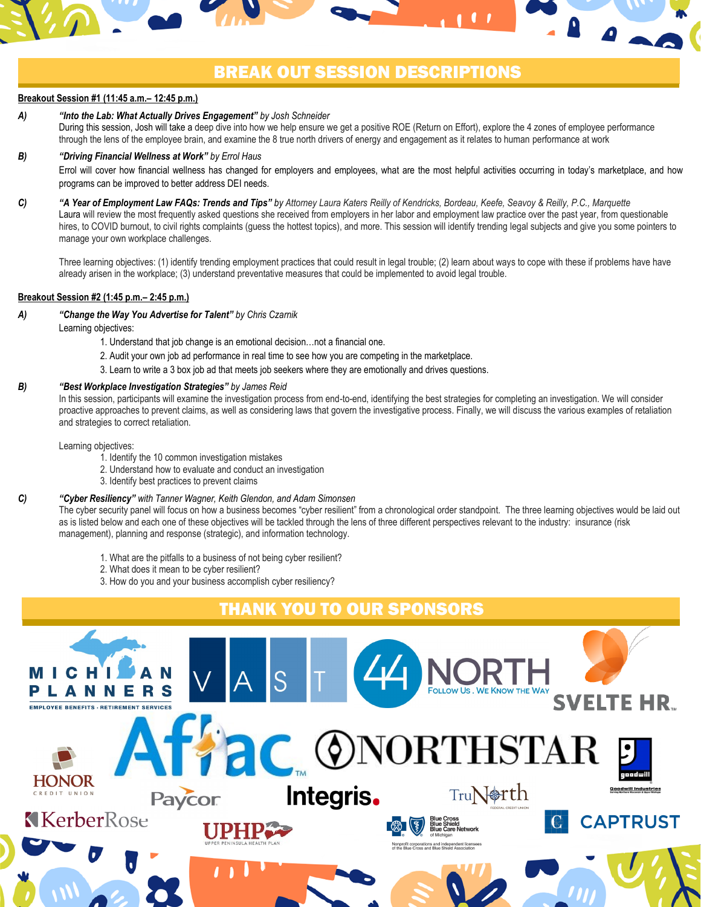# BREAK OUT SESSION DESCRIPTIONS

**Breakout Session #1 (11:45 a.m.– 12:45 p.m.)**

***A)*** ***"Into the Lab: What Actually Drives Engagement"*** *by Josh Schneider*

During this session, Josh will take a deep dive into how we help ensure we get a positive ROE (Return on Effort), explore the 4 zones of employee performance through the lens of the employee brain, and examine the 8 true north drivers of energy and engagement as it relates to human performance at work

***B)*** ***"Driving Financial Wellness at Work"*** *by Errol Haus*

Errol will cover how financial wellness has changed for employers and employees, what are the most helpful activities occurring in today's marketplace, and how programs can be improved to better address DEI needs.

***C)*** ***"A Year of Employment Law FAQs: Trends and Tips"*** *by Attorney Laura Katers Reilly of Kendricks, Bordeau, Keefe, Seavoy & Reilly, P.C., Marquette*

Laura will review the most frequently asked questions she received from employers in her labor and employment law practice over the past year, from questionable hires, to COVID burnout, to civil rights complaints (guess the hottest topics), and more. This session will identify trending legal subjects and give you some pointers to manage your own workplace challenges.

Three learning objectives: (1) identify trending employment practices that could result in legal trouble; (2) learn about ways to cope with these if problems have have already arisen in the workplace; (3) understand preventative measures that could be implemented to avoid legal trouble.

**Breakout Session #2 (1:45 p.m.– 2:45 p.m.)**

***A)*** ***"Change the Way You Advertise for Talent"*** *by Chris Czarnik*

Learning objectives:

1. Understand that job change is an emotional decision…not a financial one.
2. Audit your own job ad performance in real time to see how you are competing in the marketplace.
3. Learn to write a 3 box job ad that meets job seekers where they are emotionally and drives questions.

***B)*** ***"Best Workplace Investigation Strategies"*** *by James Reid*

In this session, participants will examine the investigation process from end-to-end, identifying the best strategies for completing an investigation. We will consider proactive approaches to prevent claims, as well as considering laws that govern the investigative process. Finally, we will discuss the various examples of retaliation and strategies to correct retaliation.

Learning objectives:

1. Identify the 10 common investigation mistakes
2. Understand how to evaluate and conduct an investigation
3. Identify best practices to prevent claims

***C)*** ***"Cyber Resiliency"*** *with Tanner Wagner, Keith Glendon, and Adam Simonsen*

The cyber security panel will focus on how a business becomes "cyber resilient" from a chronological order standpoint. The three learning objectives would be laid out as is listed below and each one of these objectives will be tackled through the lens of three different perspectives relevant to the industry: insurance (risk management), planning and response (strategic), and information technology.

1. What are the pitfalls to a business of not being cyber resilient?
2. What does it mean to be cyber resilient?
3. How do you and your business accomplish cyber resiliency?

# THANK YOU TO OUR SPONSORS

Michigan Planners – Employee Benefits · Retirement Services
VAST
44 North – Follow Us. We Know the Way
Svelte HR
Honor Credit Union
Aflac
Paycor
Northstar
Integris.
TruNorth Federal Credit Union
Goodwill Industries
KerberRose
UPHP – Upper Peninsula Health Plan
Blue Cross Blue Shield Blue Care Network of Michigan – Nonprofit corporations and independent licensees of the Blue Cross and Blue Shield Association
CAPTRUST